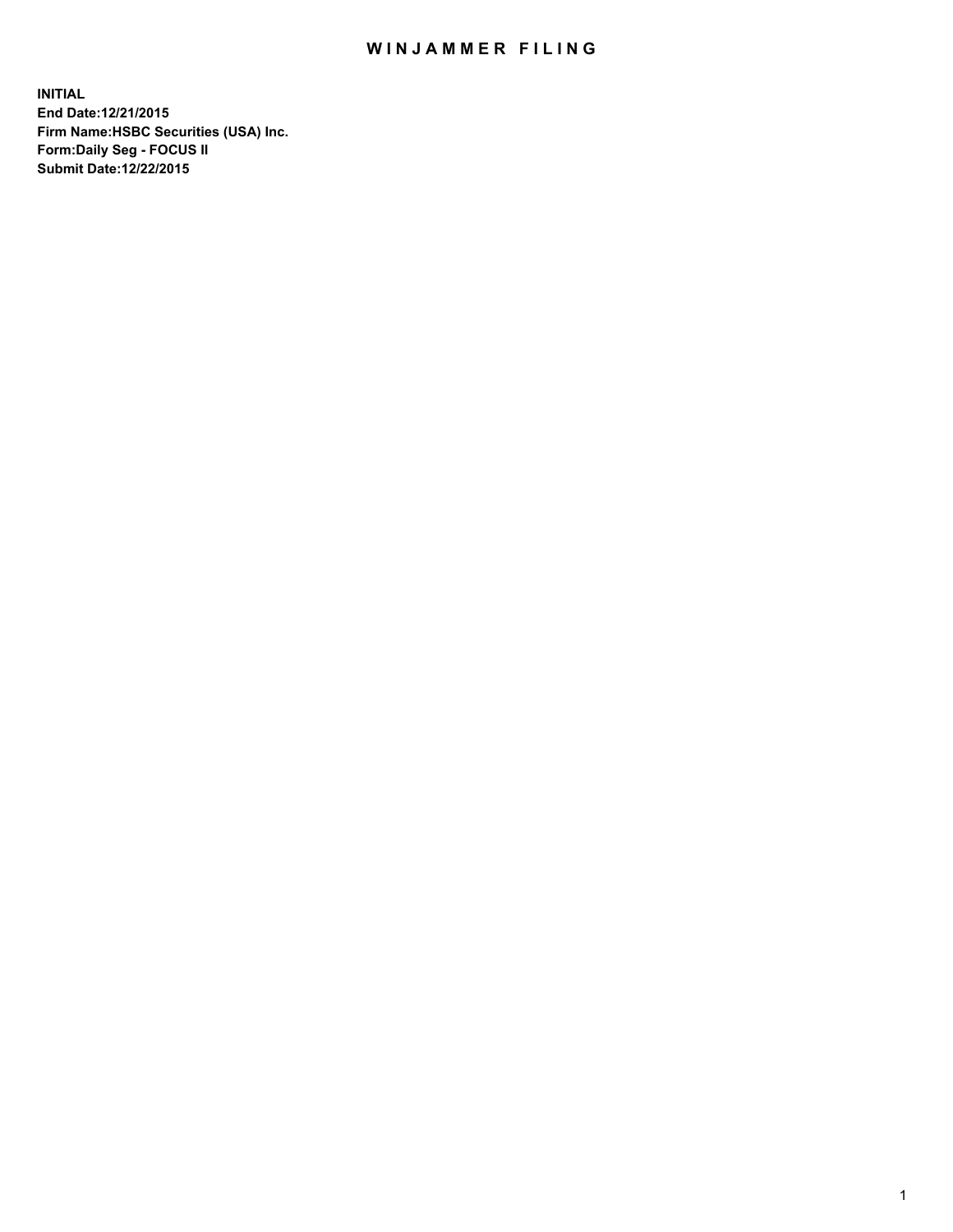# WINJAMMER FILING

**INITIAL**
**End Date:12/21/2015**
**Firm Name:HSBC Securities (USA) Inc.**
**Form:Daily Seg - FOCUS II**
**Submit Date:12/22/2015**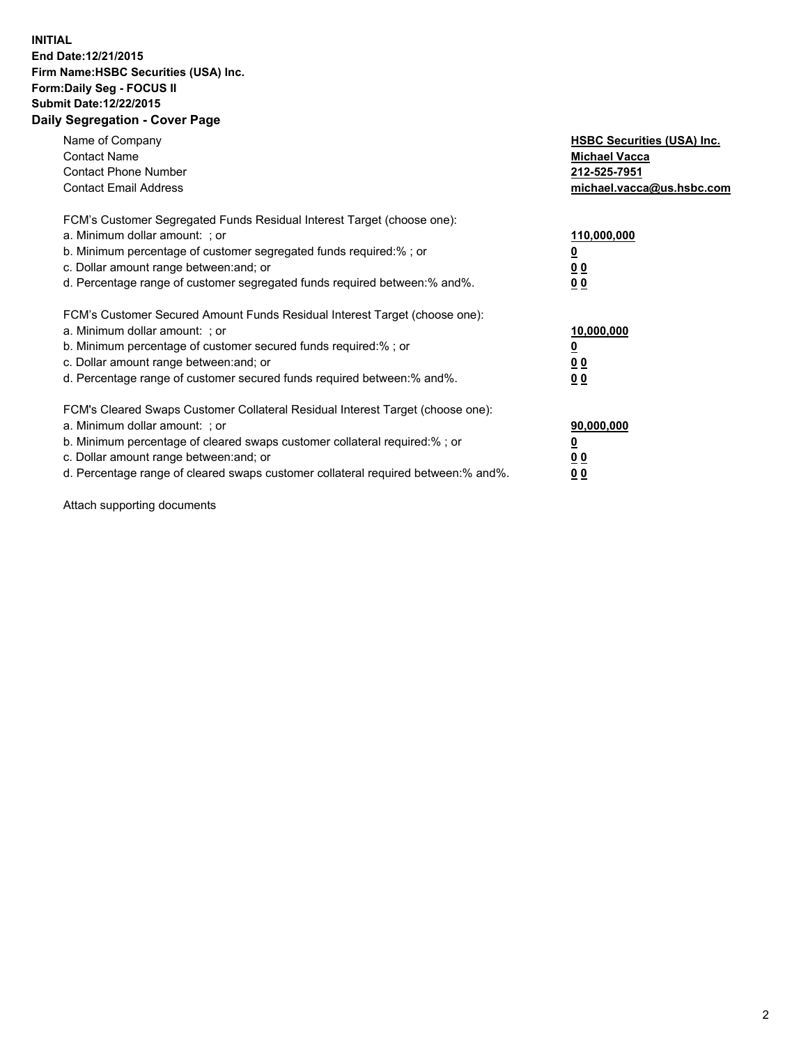**INITIAL**
**End Date:12/21/2015**
**Firm Name:HSBC Securities (USA) Inc.**
**Form:Daily Seg - FOCUS II**
**Submit Date:12/22/2015**

## Daily Segregation - Cover Page

| | |
|---|---|
| Name of Company | **HSBC Securities (USA) Inc.** |
| Contact Name | **Michael Vacca** |
| Contact Phone Number | **212-525-7951** |
| Contact Email Address | **michael.vacca@us.hsbc.com** |

FCM's Customer Segregated Funds Residual Interest Target (choose one):

| | |
|---|---|
| a. Minimum dollar amount: ; or | **110,000,000** |
| b. Minimum percentage of customer segregated funds required:% ; or | **0** |
| c. Dollar amount range between:and; or | **0 0** |
| d. Percentage range of customer segregated funds required between:% and%. | **0 0** |

FCM's Customer Secured Amount Funds Residual Interest Target (choose one):

| | |
|---|---|
| a. Minimum dollar amount: ; or | **10,000,000** |
| b. Minimum percentage of customer secured funds required:% ; or | **0** |
| c. Dollar amount range between:and; or | **0 0** |
| d. Percentage range of customer secured funds required between:% and%. | **0 0** |

FCM's Cleared Swaps Customer Collateral Residual Interest Target (choose one):

| | |
|---|---|
| a. Minimum dollar amount: ; or | **90,000,000** |
| b. Minimum percentage of cleared swaps customer collateral required:% ; or | **0** |
| c. Dollar amount range between:and; or | **0 0** |
| d. Percentage range of cleared swaps customer collateral required between:% and%. | **0 0** |

Attach supporting documents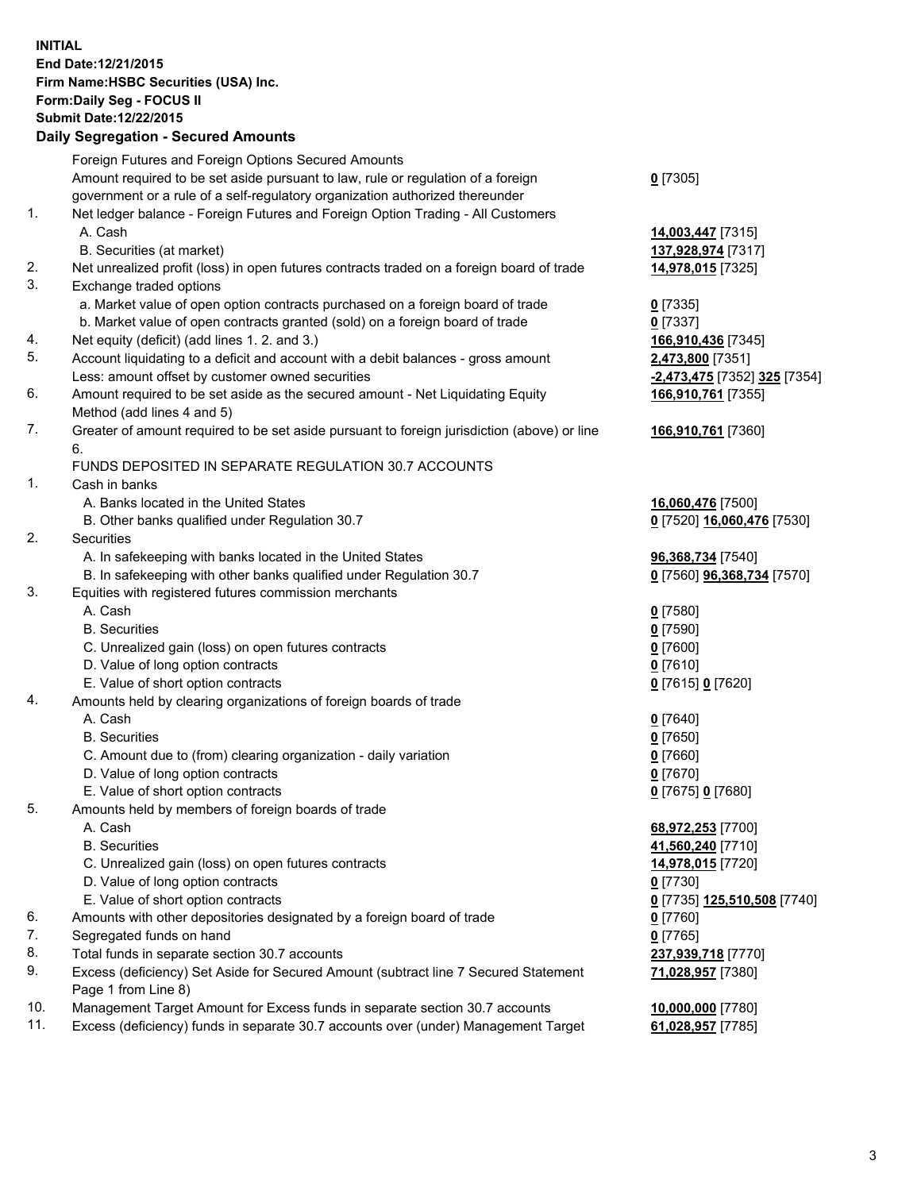**INITIAL**
**End Date:12/21/2015**
**Firm Name:HSBC Securities (USA) Inc.**
**Form:Daily Seg - FOCUS II**
**Submit Date:12/22/2015**
**Daily Segregation - Secured Amounts**

| | | |
|---|---|---|
| | Foreign Futures and Foreign Options Secured Amounts | |
| | Amount required to be set aside pursuant to law, rule or regulation of a foreign government or a rule of a self-regulatory organization authorized thereunder | **0** [7305] |
| 1. | Net ledger balance - Foreign Futures and Foreign Option Trading - All Customers | |
| | A. Cash | **14,003,447** [7315] |
| | B. Securities (at market) | **137,928,974** [7317] |
| 2. | Net unrealized profit (loss) in open futures contracts traded on a foreign board of trade | **14,978,015** [7325] |
| 3. | Exchange traded options | |
| | a. Market value of open option contracts purchased on a foreign board of trade | **0** [7335] |
| | b. Market value of open contracts granted (sold) on a foreign board of trade | **0** [7337] |
| 4. | Net equity (deficit) (add lines 1. 2. and 3.) | **166,910,436** [7345] |
| 5. | Account liquidating to a deficit and account with a debit balances - gross amount | **2,473,800** [7351] |
| | Less: amount offset by customer owned securities | **-2,473,475** [7352] **325** [7354] |
| 6. | Amount required to be set aside as the secured amount - Net Liquidating Equity Method (add lines 4 and 5) | **166,910,761** [7355] |
| 7. | Greater of amount required to be set aside pursuant to foreign jurisdiction (above) or line 6. | **166,910,761** [7360] |
| | FUNDS DEPOSITED IN SEPARATE REGULATION 30.7 ACCOUNTS | |
| 1. | Cash in banks | |
| | A. Banks located in the United States | **16,060,476** [7500] |
| | B. Other banks qualified under Regulation 30.7 | **0** [7520] **16,060,476** [7530] |
| 2. | Securities | |
| | A. In safekeeping with banks located in the United States | **96,368,734** [7540] |
| | B. In safekeeping with other banks qualified under Regulation 30.7 | **0** [7560] **96,368,734** [7570] |
| 3. | Equities with registered futures commission merchants | |
| | A. Cash | **0** [7580] |
| | B. Securities | **0** [7590] |
| | C. Unrealized gain (loss) on open futures contracts | **0** [7600] |
| | D. Value of long option contracts | **0** [7610] |
| | E. Value of short option contracts | **0** [7615] **0** [7620] |
| 4. | Amounts held by clearing organizations of foreign boards of trade | |
| | A. Cash | **0** [7640] |
| | B. Securities | **0** [7650] |
| | C. Amount due to (from) clearing organization - daily variation | **0** [7660] |
| | D. Value of long option contracts | **0** [7670] |
| | E. Value of short option contracts | **0** [7675] **0** [7680] |
| 5. | Amounts held by members of foreign boards of trade | |
| | A. Cash | **68,972,253** [7700] |
| | B. Securities | **41,560,240** [7710] |
| | C. Unrealized gain (loss) on open futures contracts | **14,978,015** [7720] |
| | D. Value of long option contracts | **0** [7730] |
| | E. Value of short option contracts | **0** [7735] **125,510,508** [7740] |
| 6. | Amounts with other depositories designated by a foreign board of trade | **0** [7760] |
| 7. | Segregated funds on hand | **0** [7765] |
| 8. | Total funds in separate section 30.7 accounts | **237,939,718** [7770] |
| 9. | Excess (deficiency) Set Aside for Secured Amount (subtract line 7 Secured Statement Page 1 from Line 8) | **71,028,957** [7380] |
| 10. | Management Target Amount for Excess funds in separate section 30.7 accounts | **10,000,000** [7780] |
| 11. | Excess (deficiency) funds in separate 30.7 accounts over (under) Management Target | **61,028,957** [7785] |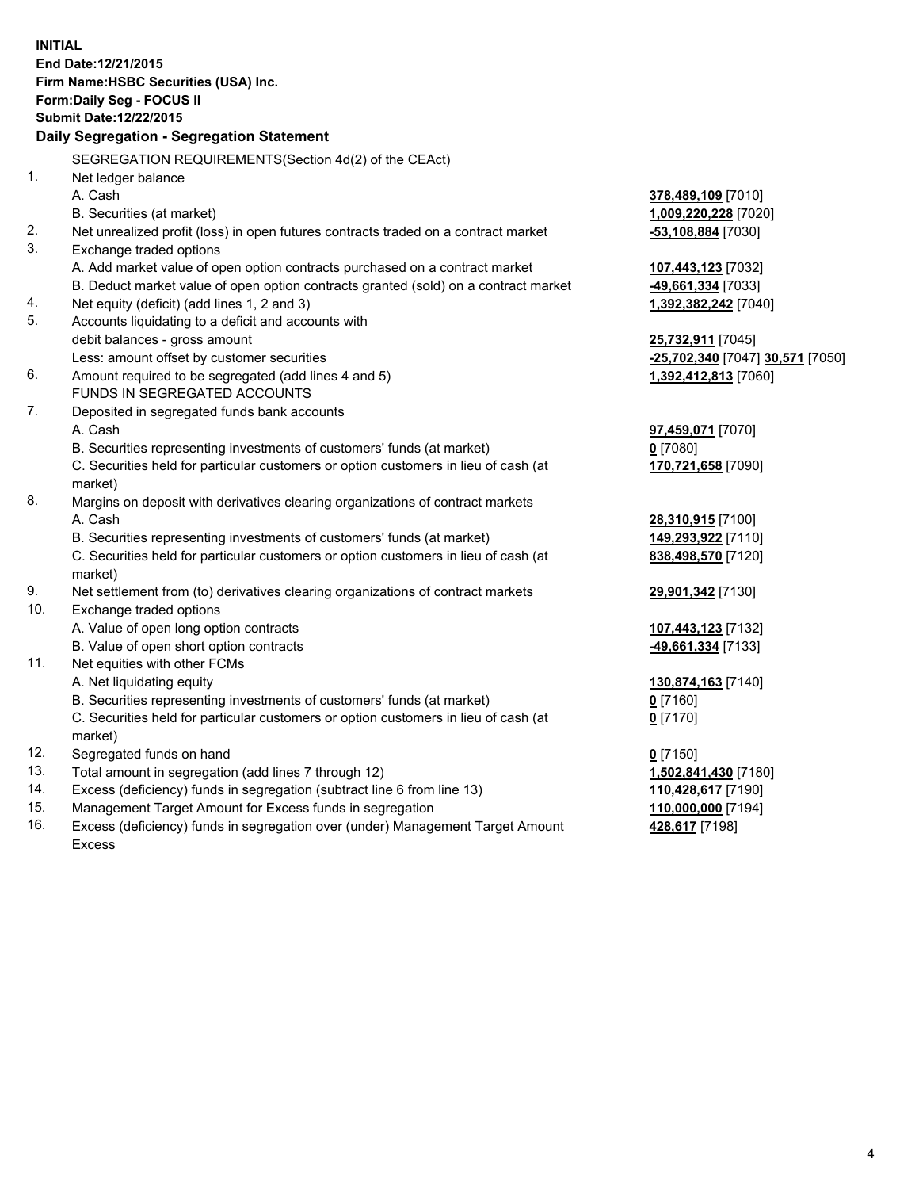**INITIAL**
**End Date:12/21/2015**
**Firm Name:HSBC Securities (USA) Inc.**
**Form:Daily Seg - FOCUS II**
**Submit Date:12/22/2015**

## Daily Segregation - Segregation Statement

SEGREGATION REQUIREMENTS(Section 4d(2) of the CEAct)

| | | |
|---|---|---|
| 1. | Net ledger balance | |
| | A. Cash | 378,489,109 [7010] |
| | B. Securities (at market) | 1,009,220,228 [7020] |
| 2. | Net unrealized profit (loss) in open futures contracts traded on a contract market | -53,108,884 [7030] |
| 3. | Exchange traded options | |
| | A. Add market value of open option contracts purchased on a contract market | 107,443,123 [7032] |
| | B. Deduct market value of open option contracts granted (sold) on a contract market | -49,661,334 [7033] |
| 4. | Net equity (deficit) (add lines 1, 2 and 3) | 1,392,382,242 [7040] |
| 5. | Accounts liquidating to a deficit and accounts with debit balances - gross amount | 25,732,911 [7045] |
| | Less: amount offset by customer securities | -25,702,340 [7047] 30,571 [7050] |
| 6. | Amount required to be segregated (add lines 4 and 5) | 1,392,412,813 [7060] |
| | FUNDS IN SEGREGATED ACCOUNTS | |
| 7. | Deposited in segregated funds bank accounts | |
| | A. Cash | 97,459,071 [7070] |
| | B. Securities representing investments of customers' funds (at market) | 0 [7080] |
| | C. Securities held for particular customers or option customers in lieu of cash (at market) | 170,721,658 [7090] |
| 8. | Margins on deposit with derivatives clearing organizations of contract markets | |
| | A. Cash | 28,310,915 [7100] |
| | B. Securities representing investments of customers' funds (at market) | 149,293,922 [7110] |
| | C. Securities held for particular customers or option customers in lieu of cash (at market) | 838,498,570 [7120] |
| 9. | Net settlement from (to) derivatives clearing organizations of contract markets | 29,901,342 [7130] |
| 10. | Exchange traded options | |
| | A. Value of open long option contracts | 107,443,123 [7132] |
| | B. Value of open short option contracts | -49,661,334 [7133] |
| 11. | Net equities with other FCMs | |
| | A. Net liquidating equity | 130,874,163 [7140] |
| | B. Securities representing investments of customers' funds (at market) | 0 [7160] |
| | C. Securities held for particular customers or option customers in lieu of cash (at market) | 0 [7170] |
| 12. | Segregated funds on hand | 0 [7150] |
| 13. | Total amount in segregation (add lines 7 through 12) | 1,502,841,430 [7180] |
| 14. | Excess (deficiency) funds in segregation (subtract line 6 from line 13) | 110,428,617 [7190] |
| 15. | Management Target Amount for Excess funds in segregation | 110,000,000 [7194] |
| 16. | Excess (deficiency) funds in segregation over (under) Management Target Amount Excess | 428,617 [7198] |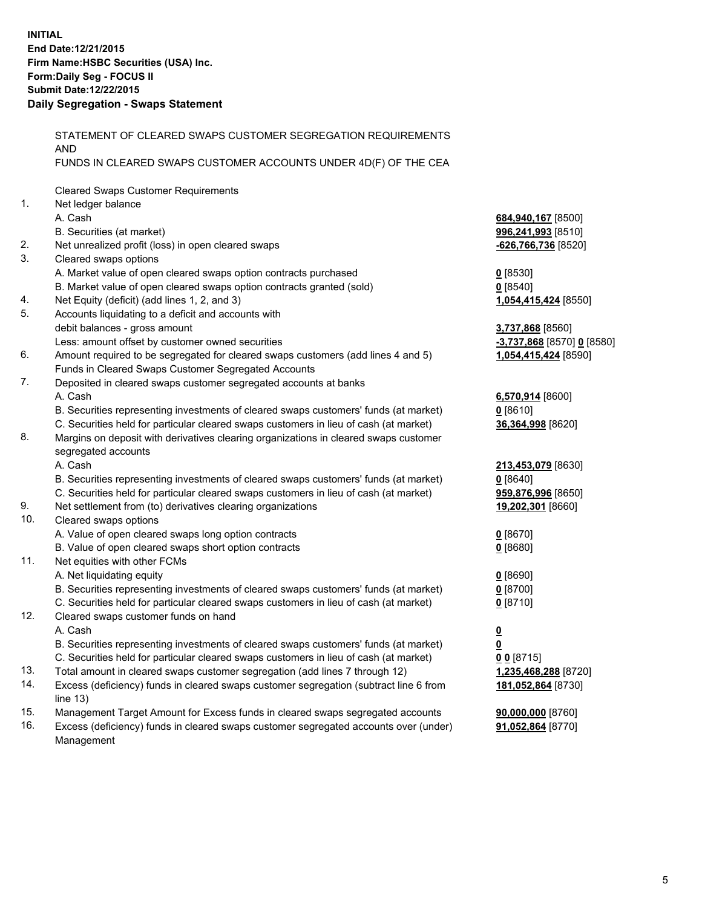**INITIAL**
**End Date:12/21/2015**
**Firm Name:HSBC Securities (USA) Inc.**
**Form:Daily Seg - FOCUS II**
**Submit Date:12/22/2015**
**Daily Segregation - Swaps Statement**

STATEMENT OF CLEARED SWAPS CUSTOMER SEGREGATION REQUIREMENTS
AND
FUNDS IN CLEARED SWAPS CUSTOMER ACCOUNTS UNDER 4D(F) OF THE CEA

| | | |
|---|---|---|
| | Cleared Swaps Customer Requirements | |
| 1. | Net ledger balance | |
| | A. Cash | **684,940,167** [8500] |
| | B. Securities (at market) | **996,241,993** [8510] |
| 2. | Net unrealized profit (loss) in open cleared swaps | **-626,766,736** [8520] |
| 3. | Cleared swaps options | |
| | A. Market value of open cleared swaps option contracts purchased | **0** [8530] |
| | B. Market value of open cleared swaps option contracts granted (sold) | **0** [8540] |
| 4. | Net Equity (deficit) (add lines 1, 2, and 3) | **1,054,415,424** [8550] |
| 5. | Accounts liquidating to a deficit and accounts with | |
| | debit balances - gross amount | **3,737,868** [8560] |
| | Less: amount offset by customer owned securities | **-3,737,868** [8570] **0** [8580] |
| 6. | Amount required to be segregated for cleared swaps customers (add lines 4 and 5) | **1,054,415,424** [8590] |
| | Funds in Cleared Swaps Customer Segregated Accounts | |
| 7. | Deposited in cleared swaps customer segregated accounts at banks | |
| | A. Cash | **6,570,914** [8600] |
| | B. Securities representing investments of cleared swaps customers' funds (at market) | **0** [8610] |
| | C. Securities held for particular cleared swaps customers in lieu of cash (at market) | **36,364,998** [8620] |
| 8. | Margins on deposit with derivatives clearing organizations in cleared swaps customer segregated accounts | |
| | A. Cash | **213,453,079** [8630] |
| | B. Securities representing investments of cleared swaps customers' funds (at market) | **0** [8640] |
| | C. Securities held for particular cleared swaps customers in lieu of cash (at market) | **959,876,996** [8650] |
| 9. | Net settlement from (to) derivatives clearing organizations | **19,202,301** [8660] |
| 10. | Cleared swaps options | |
| | A. Value of open cleared swaps long option contracts | **0** [8670] |
| | B. Value of open cleared swaps short option contracts | **0** [8680] |
| 11. | Net equities with other FCMs | |
| | A. Net liquidating equity | **0** [8690] |
| | B. Securities representing investments of cleared swaps customers' funds (at market) | **0** [8700] |
| | C. Securities held for particular cleared swaps customers in lieu of cash (at market) | **0** [8710] |
| 12. | Cleared swaps customer funds on hand | |
| | A. Cash | **0** |
| | B. Securities representing investments of cleared swaps customers' funds (at market) | **0** |
| | C. Securities held for particular cleared swaps customers in lieu of cash (at market) | **0** **0** [8715] |
| 13. | Total amount in cleared swaps customer segregation (add lines 7 through 12) | **1,235,468,288** [8720] |
| 14. | Excess (deficiency) funds in cleared swaps customer segregation (subtract line 6 from line 13) | **181,052,864** [8730] |
| 15. | Management Target Amount for Excess funds in cleared swaps segregated accounts | **90,000,000** [8760] |
| 16. | Excess (deficiency) funds in cleared swaps customer segregated accounts over (under) Management | **91,052,864** [8770] |